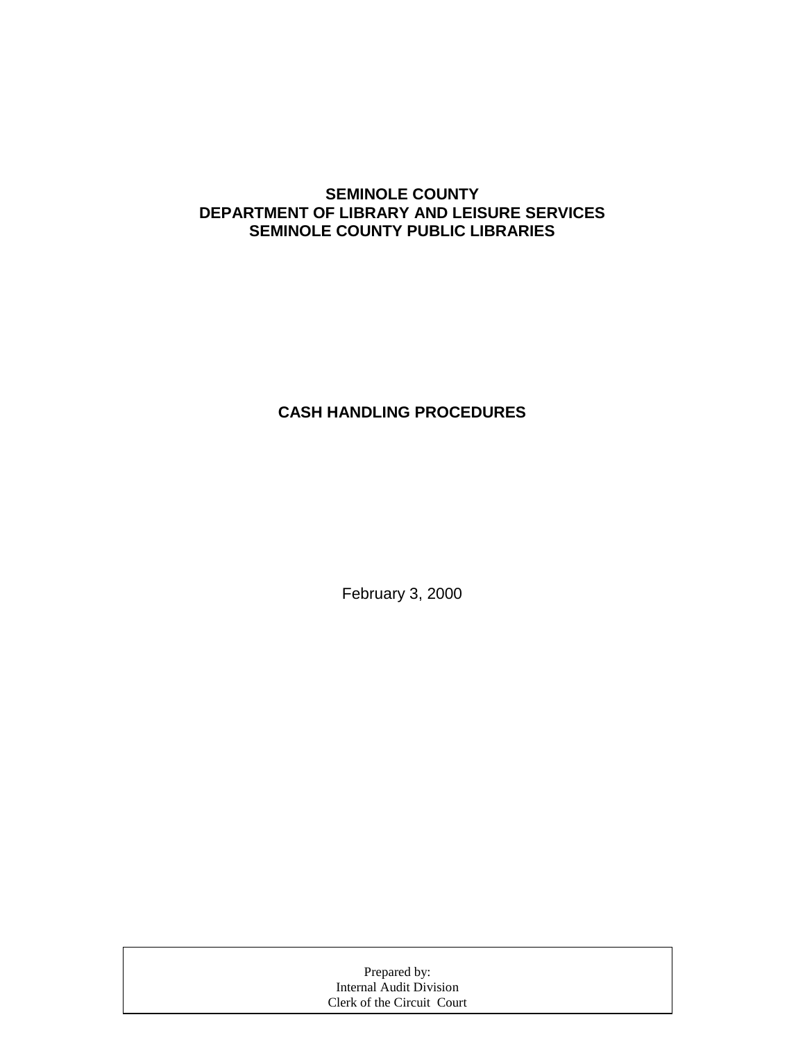# SEMINOLE COUNTY
# DEPARTMENT OF LIBRARY AND LEISURE SERVICES
# SEMINOLE COUNTY PUBLIC LIBRARIES

## CASH HANDLING PROCEDURES

February 3, 2000

Prepared by:
Internal Audit Division
Clerk of the Circuit Court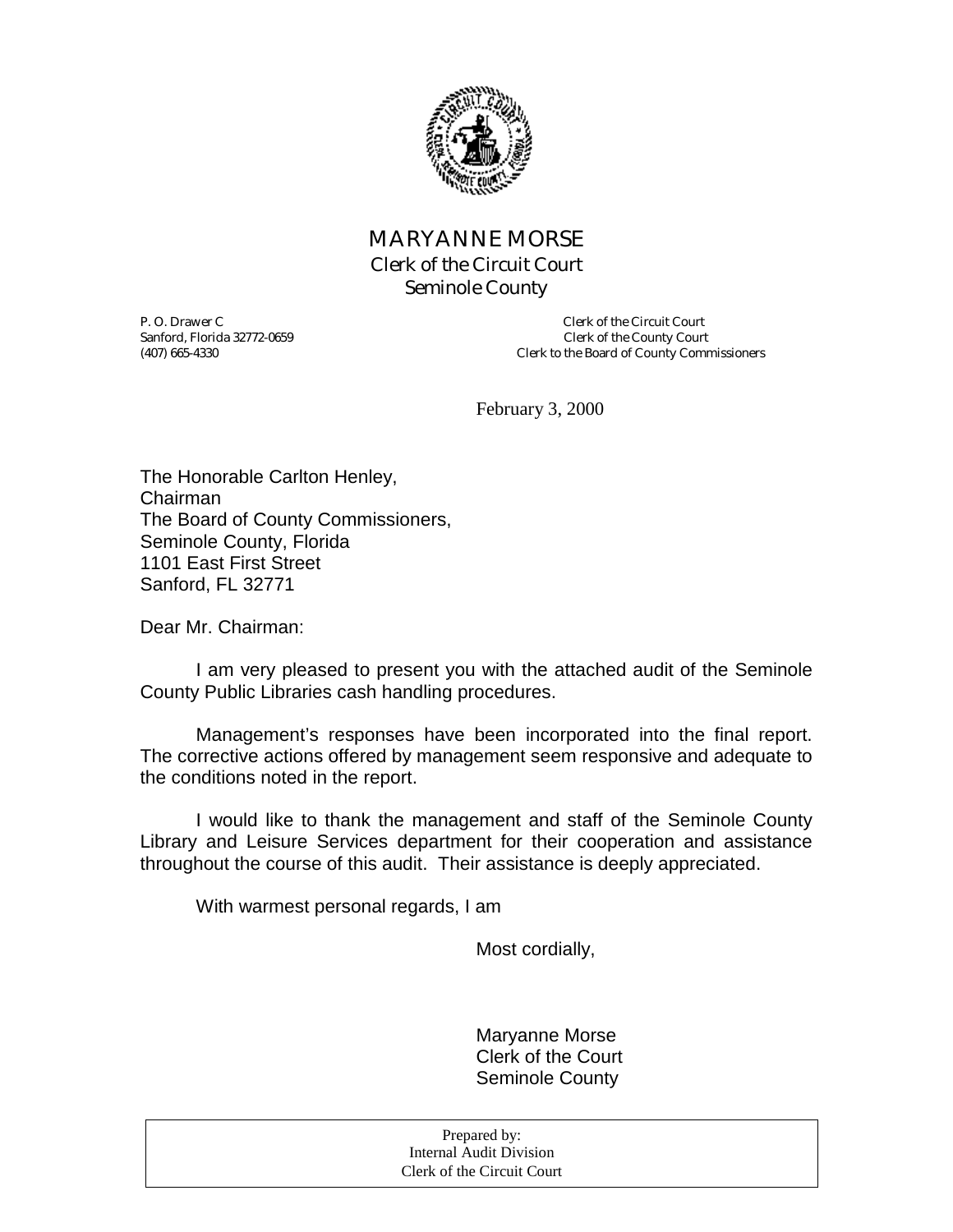# MARYANNE MORSE

Clerk of the Circuit Court
Seminole County

P. O. Drawer C
Sanford, Florida 32772-0659
(407) 665-4330

Clerk of the Circuit Court
Clerk of the County Court
Clerk to the Board of County Commissioners

February 3, 2000

The Honorable Carlton Henley,
Chairman
The Board of County Commissioners,
Seminole County, Florida
1101 East First Street
Sanford, FL 32771

Dear Mr. Chairman:

I am very pleased to present you with the attached audit of the Seminole County Public Libraries cash handling procedures.

Management's responses have been incorporated into the final report. The corrective actions offered by management seem responsive and adequate to the conditions noted in the report.

I would like to thank the management and staff of the Seminole County Library and Leisure Services department for their cooperation and assistance throughout the course of this audit. Their assistance is deeply appreciated.

With warmest personal regards, I am

Most cordially,

Maryanne Morse
Clerk of the Court
Seminole County

Prepared by:
Internal Audit Division
Clerk of the Circuit Court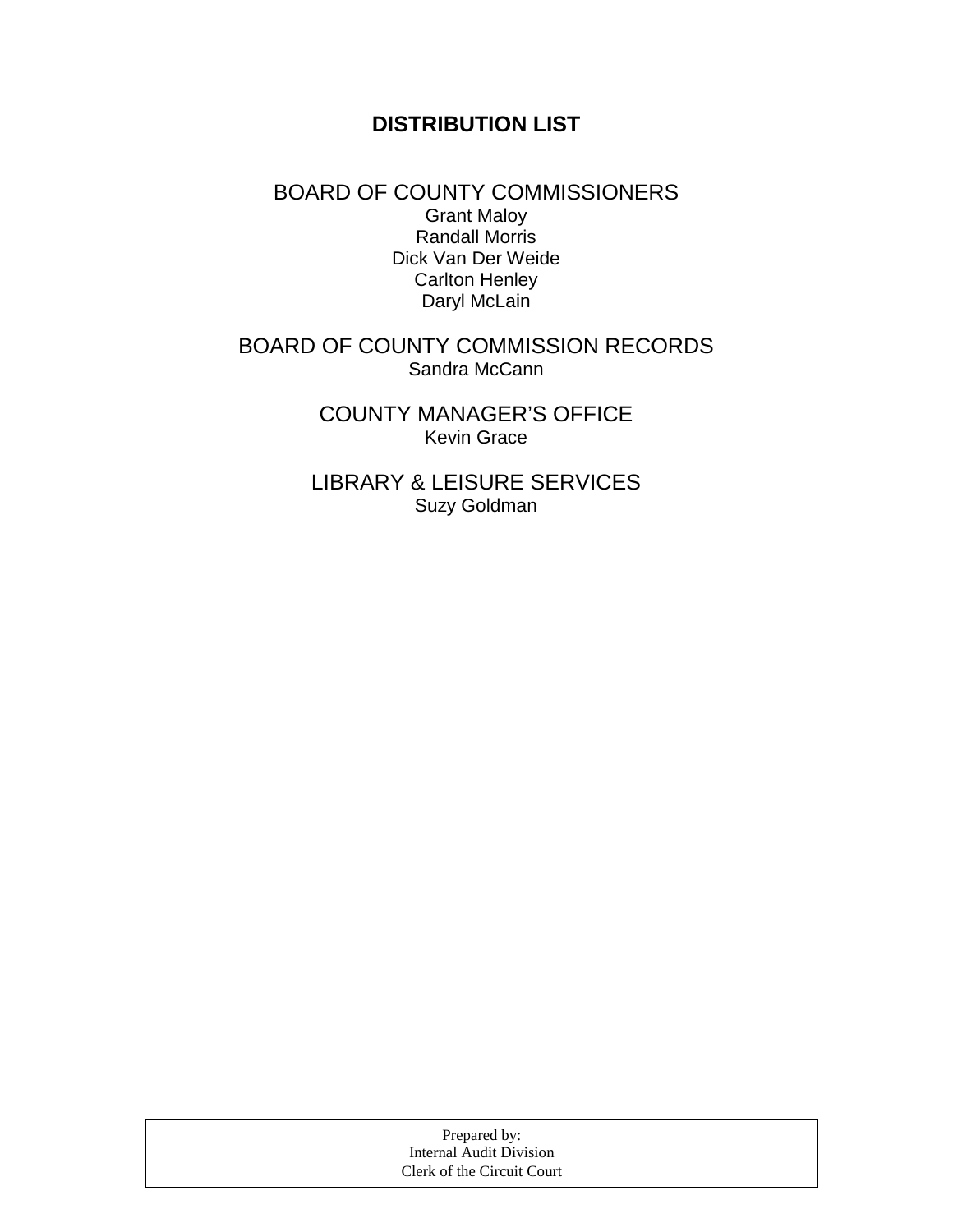# DISTRIBUTION LIST

## BOARD OF COUNTY COMMISSIONERS

Grant Maloy
Randall Morris
Dick Van Der Weide
Carlton Henley
Daryl McLain

## BOARD OF COUNTY COMMISSION RECORDS

Sandra McCann

## COUNTY MANAGER'S OFFICE

Kevin Grace

## LIBRARY & LEISURE SERVICES

Suzy Goldman

Prepared by:
Internal Audit Division
Clerk of the Circuit Court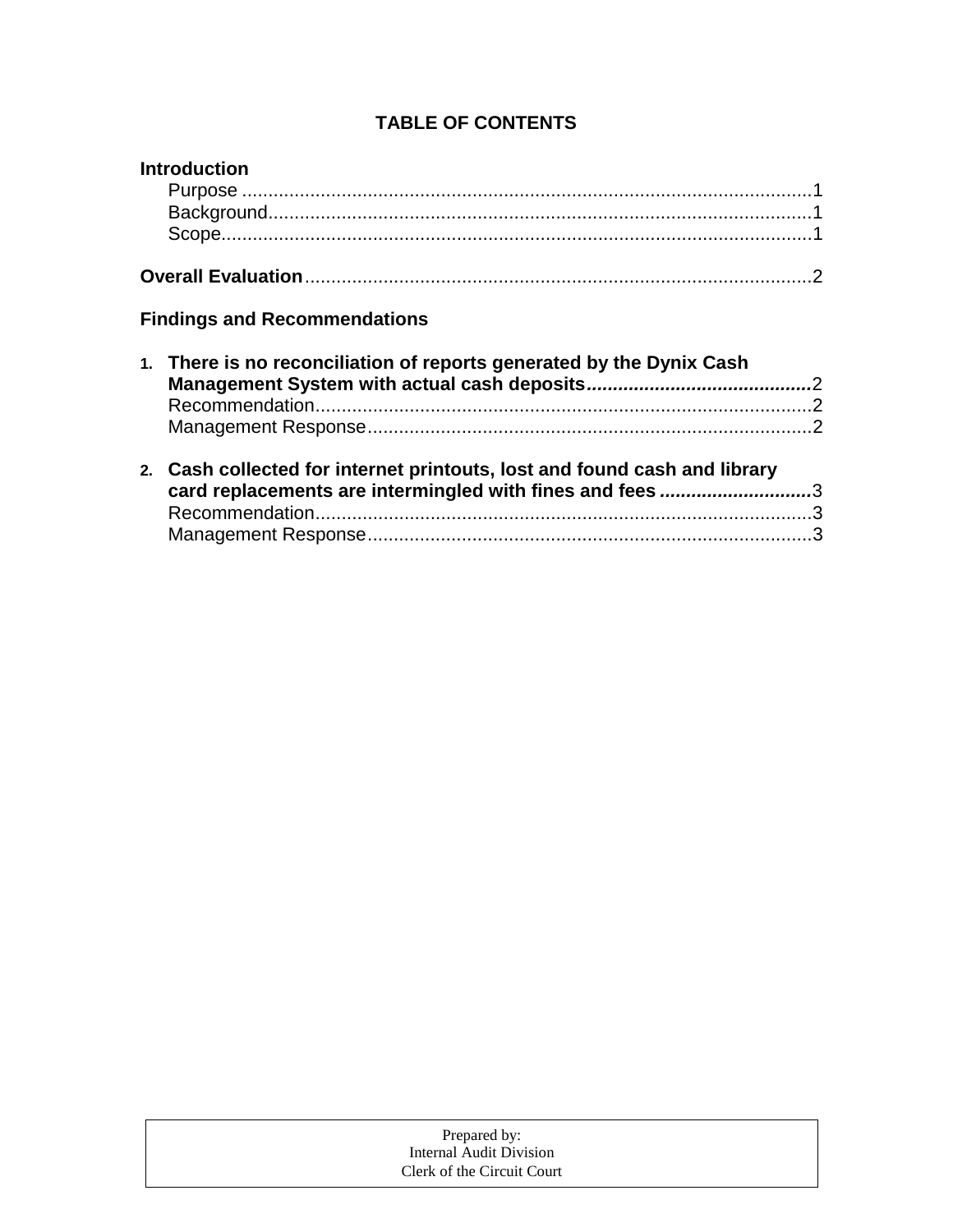# TABLE OF CONTENTS

**Introduction**

- Purpose ....................................................................................................1
- Background................................................................................................1
- Scope.........................................................................................................1

**Overall Evaluation**.........................................................................................2

**Findings and Recommendations**

1. **There is no reconciliation of reports generated by the Dynix Cash Management System with actual cash deposits**.........................................2
   - Recommendation.......................................................................................2
   - Management Response..............................................................................2

2. **Cash collected for internet printouts, lost and found cash and library card replacements are intermingled with fines and fees**.............................3
   - Recommendation.......................................................................................3
   - Management Response..............................................................................3

Prepared by:
Internal Audit Division
Clerk of the Circuit Court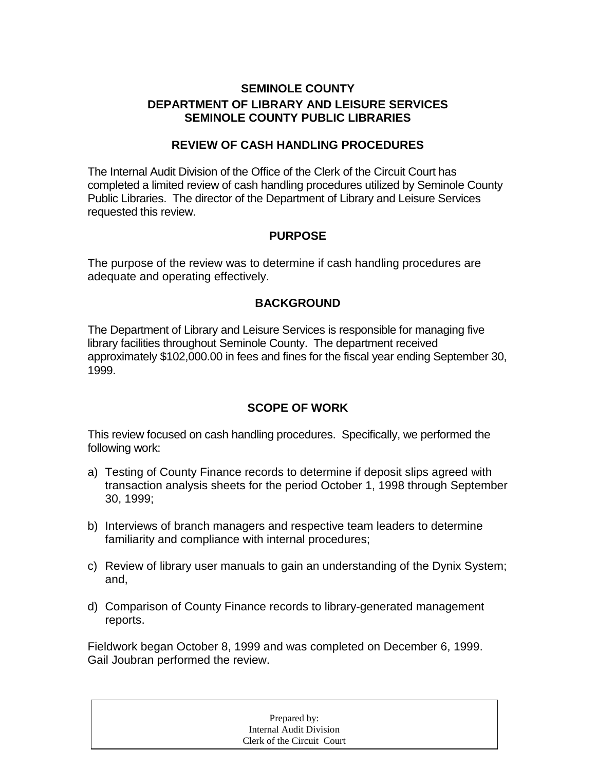# SEMINOLE COUNTY

## DEPARTMENT OF LIBRARY AND LEISURE SERVICES
## SEMINOLE COUNTY PUBLIC LIBRARIES

### REVIEW OF CASH HANDLING PROCEDURES

The Internal Audit Division of the Office of the Clerk of the Circuit Court has completed a limited review of cash handling procedures utilized by Seminole County Public Libraries. The director of the Department of Library and Leisure Services requested this review.

### PURPOSE

The purpose of the review was to determine if cash handling procedures are adequate and operating effectively.

### BACKGROUND

The Department of Library and Leisure Services is responsible for managing five library facilities throughout Seminole County. The department received approximately $102,000.00 in fees and fines for the fiscal year ending September 30, 1999.

### SCOPE OF WORK

This review focused on cash handling procedures. Specifically, we performed the following work:

a) Testing of County Finance records to determine if deposit slips agreed with transaction analysis sheets for the period October 1, 1998 through September 30, 1999;

b) Interviews of branch managers and respective team leaders to determine familiarity and compliance with internal procedures;

c) Review of library user manuals to gain an understanding of the Dynix System; and,

d) Comparison of County Finance records to library-generated management reports.

Fieldwork began October 8, 1999 and was completed on December 6, 1999. Gail Joubran performed the review.

Prepared by:
Internal Audit Division
Clerk of the Circuit Court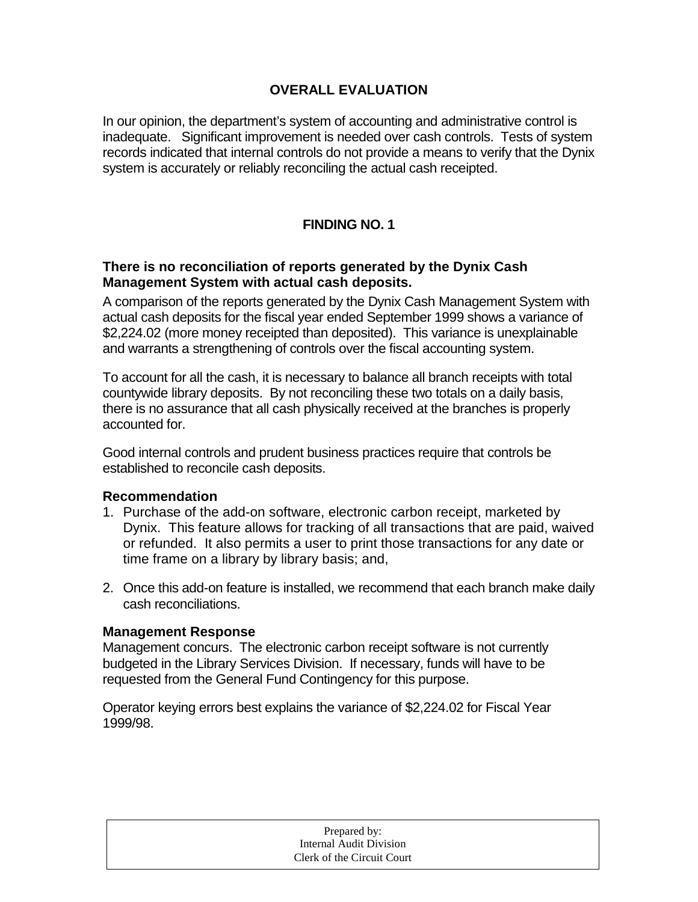## OVERALL EVALUATION

In our opinion, the department's system of accounting and administrative control is inadequate. Significant improvement is needed over cash controls. Tests of system records indicated that internal controls do not provide a means to verify that the Dynix system is accurately or reliably reconciling the actual cash receipted.

## FINDING NO. 1

### There is no reconciliation of reports generated by the Dynix Cash Management System with actual cash deposits.

A comparison of the reports generated by the Dynix Cash Management System with actual cash deposits for the fiscal year ended September 1999 shows a variance of $2,224.02 (more money receipted than deposited). This variance is unexplainable and warrants a strengthening of controls over the fiscal accounting system.

To account for all the cash, it is necessary to balance all branch receipts with total countywide library deposits. By not reconciling these two totals on a daily basis, there is no assurance that all cash physically received at the branches is properly accounted for.

Good internal controls and prudent business practices require that controls be established to reconcile cash deposits.

### Recommendation

1. Purchase of the add-on software, electronic carbon receipt, marketed by Dynix. This feature allows for tracking of all transactions that are paid, waived or refunded. It also permits a user to print those transactions for any date or time frame on a library by library basis; and,
2. Once this add-on feature is installed, we recommend that each branch make daily cash reconciliations.

### Management Response

Management concurs. The electronic carbon receipt software is not currently budgeted in the Library Services Division. If necessary, funds will have to be requested from the General Fund Contingency for this purpose.

Operator keying errors best explains the variance of $2,224.02 for Fiscal Year 1999/98.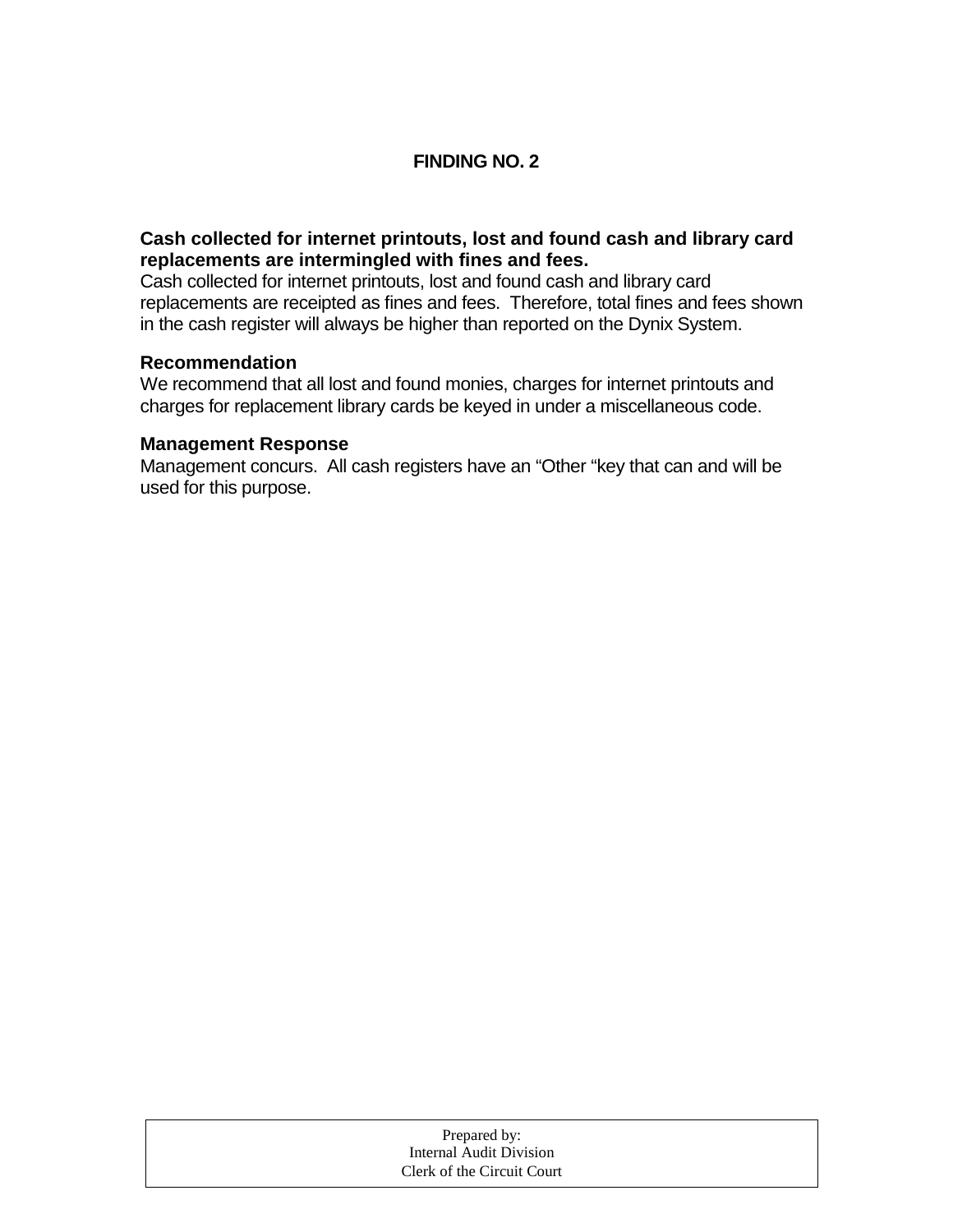## FINDING NO. 2

**Cash collected for internet printouts, lost and found cash and library card replacements are intermingled with fines and fees.**
Cash collected for internet printouts, lost and found cash and library card replacements are receipted as fines and fees. Therefore, total fines and fees shown in the cash register will always be higher than reported on the Dynix System.

**Recommendation**
We recommend that all lost and found monies, charges for internet printouts and charges for replacement library cards be keyed in under a miscellaneous code.

**Management Response**
Management concurs. All cash registers have an "Other "key that can and will be used for this purpose.

Prepared by:
Internal Audit Division
Clerk of the Circuit Court